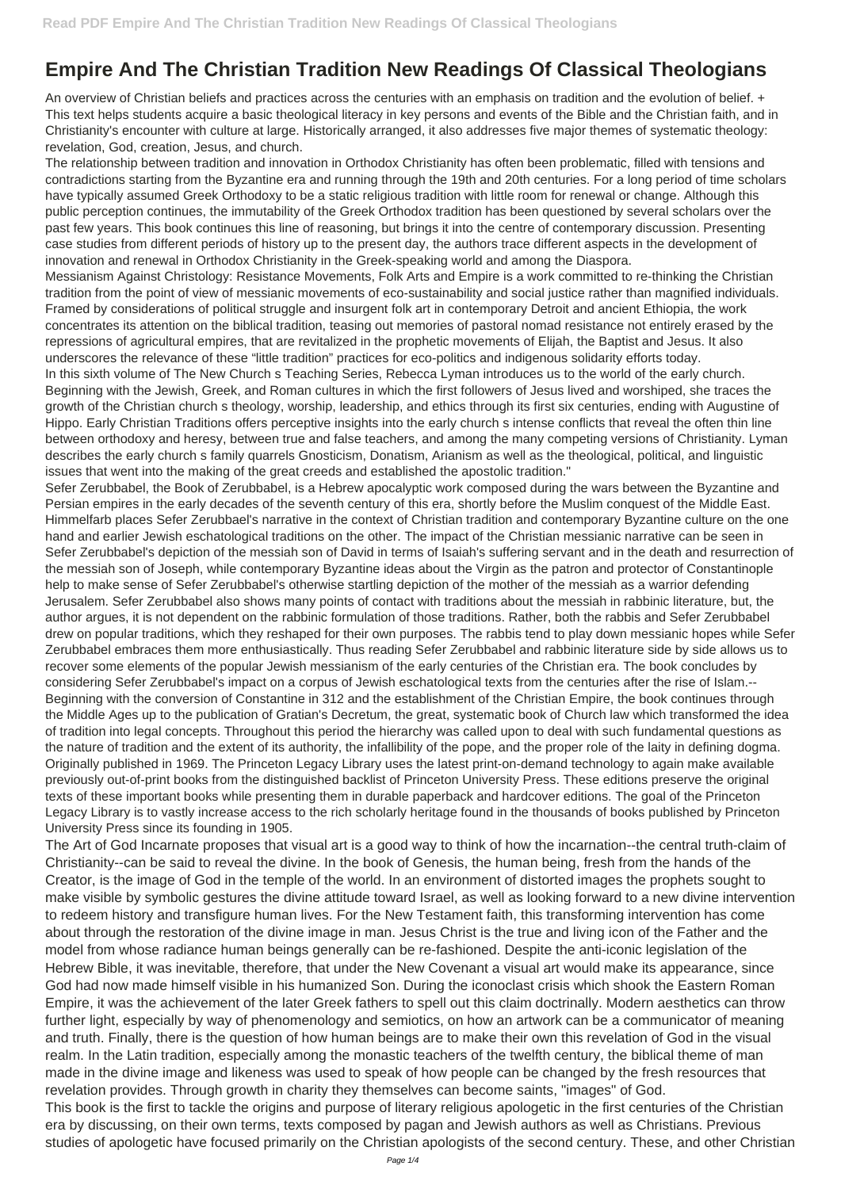# Empire And The Christian Tradition New Readings Of Classical Theologians

An overview of Christian beliefs and practices across the centuries with an emphasis on tradition and the evolution of belief. + This text helps students acquire a basic theological literacy in key persons and events of the Bible and the Christian faith, and in Christianity's encounter with culture at large. Historically arranged, it also addresses five major themes of systematic theology: revelation, God, creation, Jesus, and church.

The relationship between tradition and innovation in Orthodox Christianity has often been problematic, filled with tensions and contradictions starting from the Byzantine era and running through the 19th and 20th centuries. For a long period of time scholars have typically assumed Greek Orthodoxy to be a static religious tradition with little room for renewal or change. Although this public perception continues, the immutability of the Greek Orthodox tradition has been questioned by several scholars over the past few years. This book continues this line of reasoning, but brings it into the centre of contemporary discussion. Presenting case studies from different periods of history up to the present day, the authors trace different aspects in the development of innovation and renewal in Orthodox Christianity in the Greek-speaking world and among the Diaspora.

Messianism Against Christology: Resistance Movements, Folk Arts and Empire is a work committed to re-thinking the Christian tradition from the point of view of messianic movements of eco-sustainability and social justice rather than magnified individuals. Framed by considerations of political struggle and insurgent folk art in contemporary Detroit and ancient Ethiopia, the work concentrates its attention on the biblical tradition, teasing out memories of pastoral nomad resistance not entirely erased by the repressions of agricultural empires, that are revitalized in the prophetic movements of Elijah, the Baptist and Jesus. It also underscores the relevance of these "little tradition" practices for eco-politics and indigenous solidarity efforts today.

In this sixth volume of The New Church s Teaching Series, Rebecca Lyman introduces us to the world of the early church. Beginning with the Jewish, Greek, and Roman cultures in which the first followers of Jesus lived and worshiped, she traces the growth of the Christian church s theology, worship, leadership, and ethics through its first six centuries, ending with Augustine of Hippo. Early Christian Traditions offers perceptive insights into the early church s intense conflicts that reveal the often thin line between orthodoxy and heresy, between true and false teachers, and among the many competing versions of Christianity. Lyman describes the early church s family quarrels Gnosticism, Donatism, Arianism as well as the theological, political, and linguistic issues that went into the making of the great creeds and established the apostolic tradition."

Sefer Zerubbabel, the Book of Zerubbabel, is a Hebrew apocalyptic work composed during the wars between the Byzantine and Persian empires in the early decades of the seventh century of this era, shortly before the Muslim conquest of the Middle East. Himmelfarb places Sefer Zerubbael's narrative in the context of Christian tradition and contemporary Byzantine culture on the one hand and earlier Jewish eschatological traditions on the other. The impact of the Christian messianic narrative can be seen in Sefer Zerubbabel's depiction of the messiah son of David in terms of Isaiah's suffering servant and in the death and resurrection of the messiah son of Joseph, while contemporary Byzantine ideas about the Virgin as the patron and protector of Constantinople help to make sense of Sefer Zerubbabel's otherwise startling depiction of the mother of the messiah as a warrior defending Jerusalem. Sefer Zerubbabel also shows many points of contact with traditions about the messiah in rabbinic literature, but, the author argues, it is not dependent on the rabbinic formulation of those traditions. Rather, both the rabbis and Sefer Zerubbabel drew on popular traditions, which they reshaped for their own purposes. The rabbis tend to play down messianic hopes while Sefer Zerubbabel embraces them more enthusiastically. Thus reading Sefer Zerubbabel and rabbinic literature side by side allows us to recover some elements of the popular Jewish messianism of the early centuries of the Christian era. The book concludes by considering Sefer Zerubbabel's impact on a corpus of Jewish eschatological texts from the centuries after the rise of Islam.--

Beginning with the conversion of Constantine in 312 and the establishment of the Christian Empire, the book continues through the Middle Ages up to the publication of Gratian's Decretum, the great, systematic book of Church law which transformed the idea of tradition into legal concepts. Throughout this period the hierarchy was called upon to deal with such fundamental questions as the nature of tradition and the extent of its authority, the infallibility of the pope, and the proper role of the laity in defining dogma. Originally published in 1969. The Princeton Legacy Library uses the latest print-on-demand technology to again make available previously out-of-print books from the distinguished backlist of Princeton University Press. These editions preserve the original texts of these important books while presenting them in durable paperback and hardcover editions. The goal of the Princeton Legacy Library is to vastly increase access to the rich scholarly heritage found in the thousands of books published by Princeton University Press since its founding in 1905.

The Art of God Incarnate proposes that visual art is a good way to think of how the incarnation--the central truth-claim of Christianity--can be said to reveal the divine. In the book of Genesis, the human being, fresh from the hands of the Creator, is the image of God in the temple of the world. In an environment of distorted images the prophets sought to make visible by symbolic gestures the divine attitude toward Israel, as well as looking forward to a new divine intervention to redeem history and transfigure human lives. For the New Testament faith, this transforming intervention has come about through the restoration of the divine image in man. Jesus Christ is the true and living icon of the Father and the model from whose radiance human beings generally can be re-fashioned. Despite the anti-iconic legislation of the Hebrew Bible, it was inevitable, therefore, that under the New Covenant a visual art would make its appearance, since God had now made himself visible in his humanized Son. During the iconoclast crisis which shook the Eastern Roman Empire, it was the achievement of the later Greek fathers to spell out this claim doctrinally. Modern aesthetics can throw further light, especially by way of phenomenology and semiotics, on how an artwork can be a communicator of meaning and truth. Finally, there is the question of how human beings are to make their own this revelation of God in the visual realm. In the Latin tradition, especially among the monastic teachers of the twelfth century, the biblical theme of man made in the divine image and likeness was used to speak of how people can be changed by the fresh resources that revelation provides. Through growth in charity they themselves can become saints, "images" of God.

This book is the first to tackle the origins and purpose of literary religious apologetic in the first centuries of the Christian era by discussing, on their own terms, texts composed by pagan and Jewish authors as well as Christians. Previous studies of apologetic have focused primarily on the Christian apologists of the second century. These, and other Christian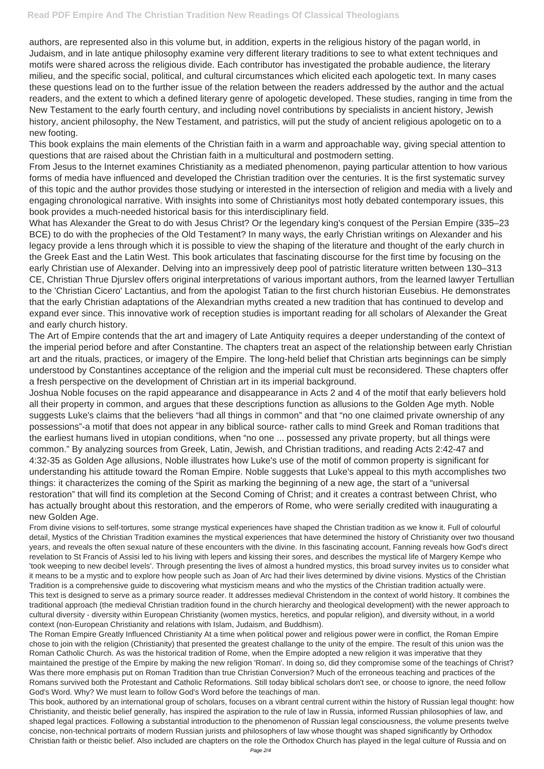authors, are represented also in this volume but, in addition, experts in the religious history of the pagan world, in Judaism, and in late antique philosophy examine very different literary traditions to see to what extent techniques and motifs were shared across the religious divide. Each contributor has investigated the probable audience, the literary milieu, and the specific social, political, and cultural circumstances which elicited each apologetic text. In many cases these questions lead on to the further issue of the relation between the readers addressed by the author and the actual readers, and the extent to which a defined literary genre of apologetic developed. These studies, ranging in time from the New Testament to the early fourth century, and including novel contributions by specialists in ancient history, Jewish history, ancient philosophy, the New Testament, and patristics, will put the study of ancient religious apologetic on to a new footing.

This book explains the main elements of the Christian faith in a warm and approachable way, giving special attention to questions that are raised about the Christian faith in a multicultural and postmodern setting.

From Jesus to the Internet examines Christianity as a mediated phenomenon, paying particular attention to how various forms of media have influenced and developed the Christian tradition over the centuries. It is the first systematic survey of this topic and the author provides those studying or interested in the intersection of religion and media with a lively and engaging chronological narrative. With insights into some of Christianitys most hotly debated contemporary issues, this book provides a much-needed historical basis for this interdisciplinary field.

What has Alexander the Great to do with Jesus Christ? Or the legendary king's conquest of the Persian Empire (335–23 BCE) to do with the prophecies of the Old Testament? In many ways, the early Christian writings on Alexander and his legacy provide a lens through which it is possible to view the shaping of the literature and thought of the early church in the Greek East and the Latin West. This book articulates that fascinating discourse for the first time by focusing on the early Christian use of Alexander. Delving into an impressively deep pool of patristic literature written between 130–313 CE, Christian Thrue Djurslev offers original interpretations of various important authors, from the learned lawyer Tertullian to the 'Christian Cicero' Lactantius, and from the apologist Tatian to the first church historian Eusebius. He demonstrates that the early Christian adaptations of the Alexandrian myths created a new tradition that has continued to develop and expand ever since. This innovative work of reception studies is important reading for all scholars of Alexander the Great and early church history.

The Art of Empire contends that the art and imagery of Late Antiquity requires a deeper understanding of the context of the imperial period before and after Constantine. The chapters treat an aspect of the relationship between early Christian art and the rituals, practices, or imagery of the Empire. The long-held belief that Christian arts beginnings can be simply understood by Constantines acceptance of the religion and the imperial cult must be reconsidered. These chapters offer a fresh perspective on the development of Christian art in its imperial background.

Joshua Noble focuses on the rapid appearance and disappearance in Acts 2 and 4 of the motif that early believers hold all their property in common, and argues that these descriptions function as allusions to the Golden Age myth. Noble suggests Luke's claims that the believers "had all things in common" and that "no one claimed private ownership of any possessions"-a motif that does not appear in any biblical source- rather calls to mind Greek and Roman traditions that the earliest humans lived in utopian conditions, when "no one ... possessed any private property, but all things were common." By analyzing sources from Greek, Latin, Jewish, and Christian traditions, and reading Acts 2:42-47 and 4:32-35 as Golden Age allusions, Noble illustrates how Luke's use of the motif of common property is significant for understanding his attitude toward the Roman Empire. Noble suggests that Luke's appeal to this myth accomplishes two things: it characterizes the coming of the Spirit as marking the beginning of a new age, the start of a "universal restoration" that will find its completion at the Second Coming of Christ; and it creates a contrast between Christ, who has actually brought about this restoration, and the emperors of Rome, who were serially credited with inaugurating a new Golden Age.

From divine visions to self-tortures, some strange mystical experiences have shaped the Christian tradition as we know it. Full of colourful detail, Mystics of the Christian Tradition examines the mystical experiences that have determined the history of Christianity over two thousand years, and reveals the often sexual nature of these encounters with the divine. In this fascinating account, Fanning reveals how God's direct revelation to St Francis of Assisi led to his living with lepers and kissing their sores, and describes the mystical life of Margery Kempe who 'took weeping to new decibel levels'. Through presenting the lives of almost a hundred mystics, this broad survey invites us to consider what it means to be a mystic and to explore how people such as Joan of Arc had their lives determined by divine visions. Mystics of the Christian Tradition is a comprehensive guide to discovering what mysticism means and who the mystics of the Christian tradition actually were.

This text is designed to serve as a primary source reader. It addresses medieval Christendom in the context of world history. It combines the traditional approach (the medieval Christian tradition found in the church hierarchy and theological development) with the newer approach to cultural diversity - diversity within European Christianity (women mystics, heretics, and popular religion), and diversity without, in a world context (non-European Christianity and relations with Islam, Judaism, and Buddhism).

The Roman Empire Greatly Influenced Christianity At a time when political power and religious power were in conflict, the Roman Empire chose to join with the religion (Christianity) that presented the greatest challange to the unity of the empire. The result of this union was the Roman Catholic Church. As was the historical tradition of Rome, when the Empire adopted a new religion it was imperative that they maintained the prestige of the Empire by making the new religion 'Roman'. In doing so, did they compromise some of the teachings of Christ? Was there more emphasis put on Roman Tradition than true Christian Conversion? Much of the erroneous teaching and practices of the Romans survived both the Protestant and Catholic Reformations. Still today biblical scholars don't see, or choose to ignore, the need follow God's Word. Why? We must learn to follow God's Word before the teachings of man.

This book, authored by an international group of scholars, focuses on a vibrant central current within the history of Russian legal thought: how Christianity, and theistic belief generally, has inspired the aspiration to the rule of law in Russia, informed Russian philosophies of law, and shaped legal practices. Following a substantial introduction to the phenomenon of Russian legal consciousness, the volume presents twelve concise, non-technical portraits of modern Russian jurists and philosophers of law whose thought was shaped significantly by Orthodox Christian faith or theistic belief. Also included are chapters on the role the Orthodox Church has played in the legal culture of Russia and on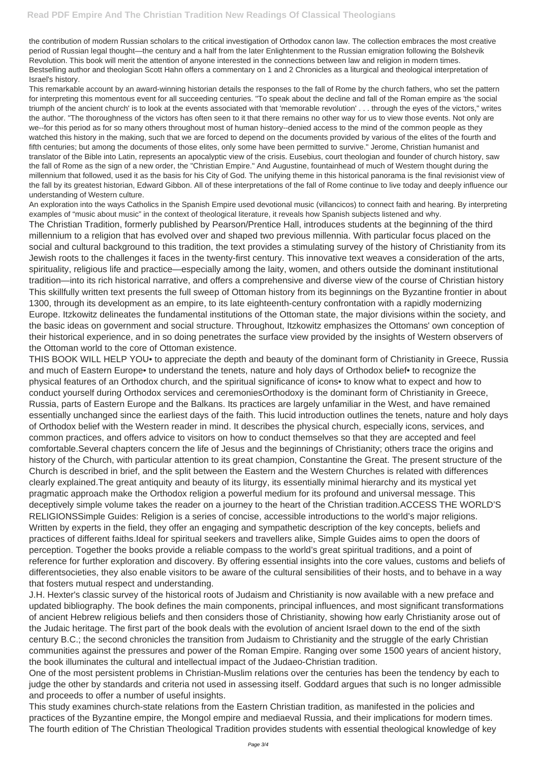the contribution of modern Russian scholars to the critical investigation of Orthodox canon law. The collection embraces the most creative period of Russian legal thought—the century and a half from the later Enlightenment to the Russian emigration following the Bolshevik Revolution. This book will merit the attention of anyone interested in the connections between law and religion in modern times. Bestselling author and theologian Scott Hahn offers a commentary on 1 and 2 Chronicles as a liturgical and theological interpretation of Israel's history.

This remarkable account by an award-winning historian details the responses to the fall of Rome by the church fathers, who set the pattern for interpreting this momentous event for all succeeding centuries. "To speak about the decline and fall of the Roman empire as 'the social triumph of the ancient church' is to look at the events associated with that 'memorable revolution' . . . through the eyes of the victors," writes the author. "The thoroughness of the victors has often seen to it that there remains no other way for us to view those events. Not only are we--for this period as for so many others throughout most of human history--denied access to the mind of the common people as they watched this history in the making, such that we are forced to depend on the documents provided by various of the elites of the fourth and fifth centuries; but among the documents of those elites, only some have been permitted to survive." Jerome, Christian humanist and translator of the Bible into Latin, represents an apocalyptic view of the crisis. Eusebius, court theologian and founder of church history, saw the fall of Rome as the sign of a new order, the "Christian Empire." And Augustine, fountainhead of much of Western thought during the millennium that followed, used it as the basis for his City of God. The unifying theme in this historical panorama is the final revisionist view of the fall by its greatest historian, Edward Gibbon. All of these interpretations of the fall of Rome continue to live today and deeply influence our understanding of Western culture.

An exploration into the ways Catholics in the Spanish Empire used devotional music (villancicos) to connect faith and hearing. By interpreting examples of "music about music" in the context of theological literature, it reveals how Spanish subjects listened and why.

The Christian Tradition, formerly published by Pearson/Prentice Hall, introduces students at the beginning of the third millennium to a religion that has evolved over and shaped two previous millennia. With particular focus placed on the social and cultural background to this tradition, the text provides a stimulating survey of the history of Christianity from its Jewish roots to the challenges it faces in the twenty-first century. This innovative text weaves a consideration of the arts, spirituality, religious life and practice—especially among the laity, women, and others outside the dominant institutional tradition—into its rich historical narrative, and offers a comprehensive and diverse view of the course of Christian history

This skillfully written text presents the full sweep of Ottoman history from its beginnings on the Byzantine frontier in about 1300, through its development as an empire, to its late eighteenth-century confrontation with a rapidly modernizing Europe. Itzkowitz delineates the fundamental institutions of the Ottoman state, the major divisions within the society, and the basic ideas on government and social structure. Throughout, Itzkowitz emphasizes the Ottomans' own conception of their historical experience, and in so doing penetrates the surface view provided by the insights of Western observers of the Ottoman world to the core of Ottoman existence.

THIS BOOK WILL HELP YOU• to appreciate the depth and beauty of the dominant form of Christianity in Greece, Russia and much of Eastern Europe• to understand the tenets, nature and holy days of Orthodox belief• to recognize the physical features of an Orthodox church, and the spiritual significance of icons• to know what to expect and how to conduct yourself during Orthodox services and ceremoniesOrthodoxy is the dominant form of Christianity in Greece, Russia, parts of Eastern Europe and the Balkans. Its practices are largely unfamiliar in the West, and have remained essentially unchanged since the earliest days of the faith. This lucid introduction outlines the tenets, nature and holy days of Orthodox belief with the Western reader in mind. It describes the physical church, especially icons, services, and common practices, and offers advice to visitors on how to conduct themselves so that they are accepted and feel comfortable.Several chapters concern the life of Jesus and the beginnings of Christianity; others trace the origins and history of the Church, with particular attention to its great champion, Constantine the Great. The present structure of the Church is described in brief, and the split between the Eastern and the Western Churches is related with differences clearly explained.The great antiquity and beauty of its liturgy, its essentially minimal hierarchy and its mystical yet pragmatic approach make the Orthodox religion a powerful medium for its profound and universal message. This deceptively simple volume takes the reader on a journey to the heart of the Christian tradition.ACCESS THE WORLD'S RELIGIONSSimple Guides: Religion is a series of concise, accessible introductions to the world's major religions. Written by experts in the field, they offer an engaging and sympathetic description of the key concepts, beliefs and practices of different faiths.Ideal for spiritual seekers and travellers alike, Simple Guides aims to open the doors of perception. Together the books provide a reliable compass to the world's great spiritual traditions, and a point of reference for further exploration and discovery. By offering essential insights into the core values, customs and beliefs of differentsocieties, they also enable visitors to be aware of the cultural sensibilities of their hosts, and to behave in a way that fosters mutual respect and understanding.

J.H. Hexter's classic survey of the historical roots of Judaism and Christianity is now available with a new preface and updated bibliography. The book defines the main components, principal influences, and most significant transformations of ancient Hebrew religious beliefs and then considers those of Christianity, showing how early Christianity arose out of the Judaic heritage. The first part of the book deals with the evolution of ancient Israel down to the end of the sixth century B.C.; the second chronicles the transition from Judaism to Christianity and the struggle of the early Christian communities against the pressures and power of the Roman Empire. Ranging over some 1500 years of ancient history, the book illuminates the cultural and intellectual impact of the Judaeo-Christian tradition.

One of the most persistent problems in Christian-Muslim relations over the centuries has been the tendency by each to judge the other by standards and criteria not used in assessing itself. Goddard argues that such is no longer admissible and proceeds to offer a number of useful insights.

This study examines church-state relations from the Eastern Christian tradition, as manifested in the policies and practices of the Byzantine empire, the Mongol empire and mediaeval Russia, and their implications for modern times.

The fourth edition of The Christian Theological Tradition provides students with essential theological knowledge of key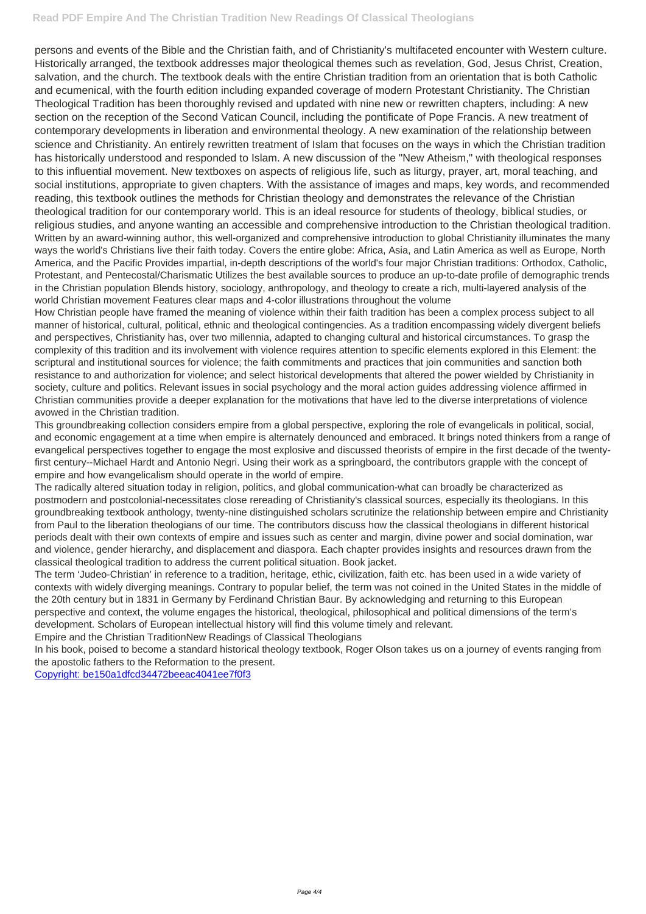persons and events of the Bible and the Christian faith, and of Christianity's multifaceted encounter with Western culture. Historically arranged, the textbook addresses major theological themes such as revelation, God, Jesus Christ, Creation, salvation, and the church. The textbook deals with the entire Christian tradition from an orientation that is both Catholic and ecumenical, with the fourth edition including expanded coverage of modern Protestant Christianity. The Christian Theological Tradition has been thoroughly revised and updated with nine new or rewritten chapters, including: A new section on the reception of the Second Vatican Council, including the pontificate of Pope Francis. A new treatment of contemporary developments in liberation and environmental theology. A new examination of the relationship between science and Christianity. An entirely rewritten treatment of Islam that focuses on the ways in which the Christian tradition has historically understood and responded to Islam. A new discussion of the "New Atheism," with theological responses to this influential movement. New textboxes on aspects of religious life, such as liturgy, prayer, art, moral teaching, and social institutions, appropriate to given chapters. With the assistance of images and maps, key words, and recommended reading, this textbook outlines the methods for Christian theology and demonstrates the relevance of the Christian theological tradition for our contemporary world. This is an ideal resource for students of theology, biblical studies, or religious studies, and anyone wanting an accessible and comprehensive introduction to the Christian theological tradition. Written by an award-winning author, this well-organized and comprehensive introduction to global Christianity illuminates the many ways the world's Christians live their faith today. Covers the entire globe: Africa, Asia, and Latin America as well as Europe, North America, and the Pacific Provides impartial, in-depth descriptions of the world's four major Christian traditions: Orthodox, Catholic, Protestant, and Pentecostal/Charismatic Utilizes the best available sources to produce an up-to-date profile of demographic trends in the Christian population Blends history, sociology, anthropology, and theology to create a rich, multi-layered analysis of the world Christian movement Features clear maps and 4-color illustrations throughout the volume

How Christian people have framed the meaning of violence within their faith tradition has been a complex process subject to all manner of historical, cultural, political, ethnic and theological contingencies. As a tradition encompassing widely divergent beliefs and perspectives, Christianity has, over two millennia, adapted to changing cultural and historical circumstances. To grasp the complexity of this tradition and its involvement with violence requires attention to specific elements explored in this Element: the scriptural and institutional sources for violence; the faith commitments and practices that join communities and sanction both resistance to and authorization for violence; and select historical developments that altered the power wielded by Christianity in society, culture and politics. Relevant issues in social psychology and the moral action guides addressing violence affirmed in Christian communities provide a deeper explanation for the motivations that have led to the diverse interpretations of violence avowed in the Christian tradition.

This groundbreaking collection considers empire from a global perspective, exploring the role of evangelicals in political, social, and economic engagement at a time when empire is alternately denounced and embraced. It brings noted thinkers from a range of evangelical perspectives together to engage the most explosive and discussed theorists of empire in the first decade of the twenty-first century--Michael Hardt and Antonio Negri. Using their work as a springboard, the contributors grapple with the concept of empire and how evangelicalism should operate in the world of empire.

The radically altered situation today in religion, politics, and global communication-what can broadly be characterized as postmodern and postcolonial-necessitates close rereading of Christianity's classical sources, especially its theologians. In this groundbreaking textbook anthology, twenty-nine distinguished scholars scrutinize the relationship between empire and Christianity from Paul to the liberation theologians of our time. The contributors discuss how the classical theologians in different historical periods dealt with their own contexts of empire and issues such as center and margin, divine power and social domination, war and violence, gender hierarchy, and displacement and diaspora. Each chapter provides insights and resources drawn from the classical theological tradition to address the current political situation. Book jacket.

The term 'Judeo-Christian' in reference to a tradition, heritage, ethic, civilization, faith etc. has been used in a wide variety of contexts with widely diverging meanings. Contrary to popular belief, the term was not coined in the United States in the middle of the 20th century but in 1831 in Germany by Ferdinand Christian Baur. By acknowledging and returning to this European perspective and context, the volume engages the historical, theological, philosophical and political dimensions of the term's development. Scholars of European intellectual history will find this volume timely and relevant.

Empire and the Christian TraditionNew Readings of Classical Theologians

In his book, poised to become a standard historical theology textbook, Roger Olson takes us on a journey of events ranging from the apostolic fathers to the Reformation to the present.

Copyright: be150a1dfcd34472beeac4041ee7f0f3